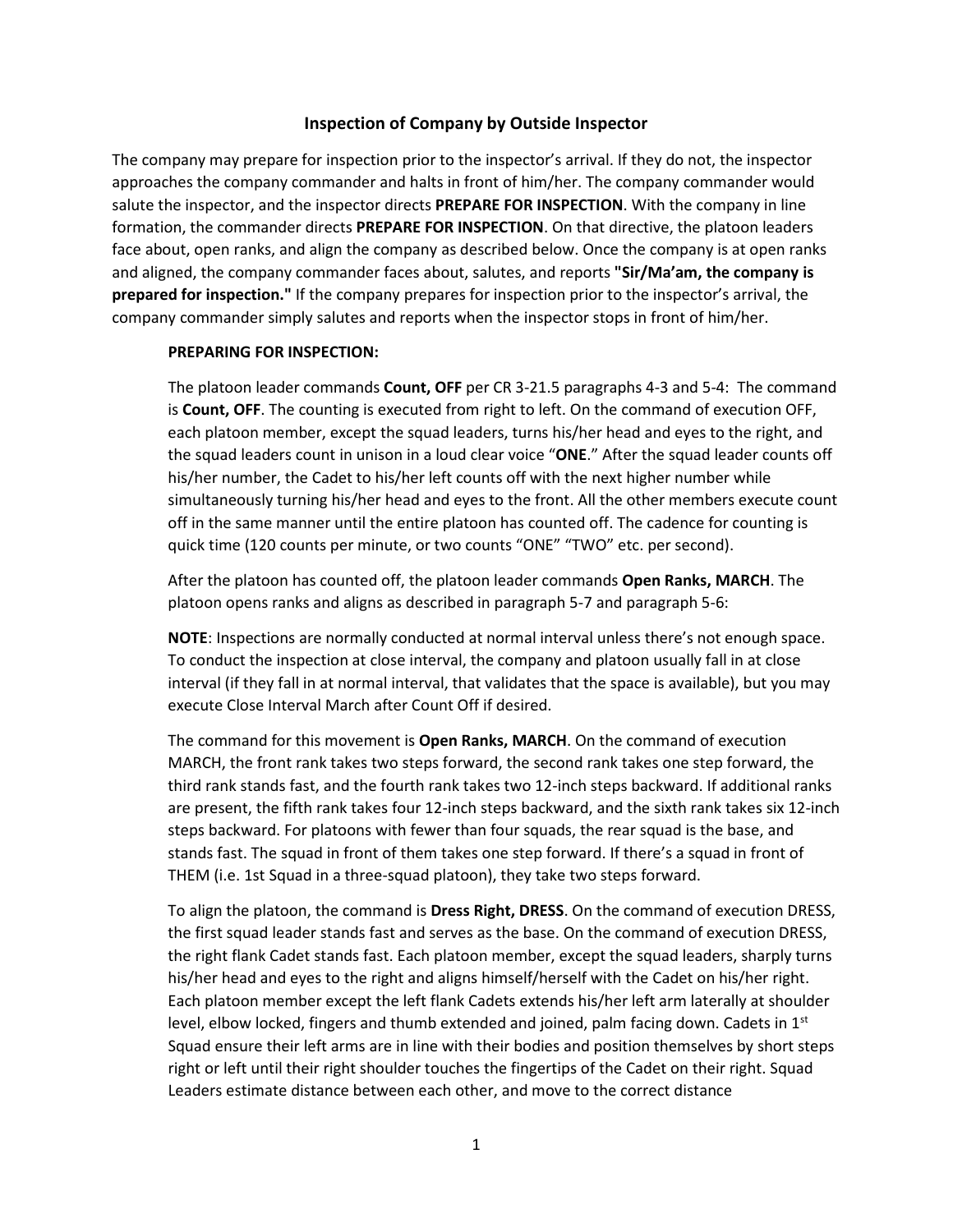## Inspection of Company by Outside Inspector

The company may prepare for inspection prior to the inspector's arrival. If they do not, the inspector approaches the company commander and halts in front of him/her. The company commander would salute the inspector, and the inspector directs **PREPARE FOR INSPECTION**. With the company in line formation, the commander directs **PREPARE FOR INSPECTION**. On that directive, the platoon leaders face about, open ranks, and align the company as described below. Once the company is at open ranks and aligned, the company commander faces about, salutes, and reports **"Sir/Ma'am, the company is prepared for inspection."** If the company prepares for inspection prior to the inspector's arrival, the company commander simply salutes and reports when the inspector stops in front of him/her.

**PREPARING FOR INSPECTION:**

The platoon leader commands **Count, OFF** per CR 3-21.5 paragraphs 4-3 and 5-4: The command is **Count, OFF**. The counting is executed from right to left. On the command of execution OFF, each platoon member, except the squad leaders, turns his/her head and eyes to the right, and the squad leaders count in unison in a loud clear voice "**ONE**." After the squad leader counts off his/her number, the Cadet to his/her left counts off with the next higher number while simultaneously turning his/her head and eyes to the front. All the other members execute count off in the same manner until the entire platoon has counted off. The cadence for counting is quick time (120 counts per minute, or two counts "ONE" "TWO" etc. per second).

After the platoon has counted off, the platoon leader commands **Open Ranks, MARCH**. The platoon opens ranks and aligns as described in paragraph 5-7 and paragraph 5-6:

**NOTE**: Inspections are normally conducted at normal interval unless there's not enough space. To conduct the inspection at close interval, the company and platoon usually fall in at close interval (if they fall in at normal interval, that validates that the space is available), but you may execute Close Interval March after Count Off if desired.

The command for this movement is **Open Ranks, MARCH**. On the command of execution MARCH, the front rank takes two steps forward, the second rank takes one step forward, the third rank stands fast, and the fourth rank takes two 12-inch steps backward. If additional ranks are present, the fifth rank takes four 12-inch steps backward, and the sixth rank takes six 12-inch steps backward. For platoons with fewer than four squads, the rear squad is the base, and stands fast. The squad in front of them takes one step forward. If there's a squad in front of THEM (i.e. 1st Squad in a three-squad platoon), they take two steps forward.

To align the platoon, the command is **Dress Right, DRESS**. On the command of execution DRESS, the first squad leader stands fast and serves as the base. On the command of execution DRESS, the right flank Cadet stands fast. Each platoon member, except the squad leaders, sharply turns his/her head and eyes to the right and aligns himself/herself with the Cadet on his/her right. Each platoon member except the left flank Cadets extends his/her left arm laterally at shoulder level, elbow locked, fingers and thumb extended and joined, palm facing down. Cadets in 1st Squad ensure their left arms are in line with their bodies and position themselves by short steps right or left until their right shoulder touches the fingertips of the Cadet on their right. Squad Leaders estimate distance between each other, and move to the correct distance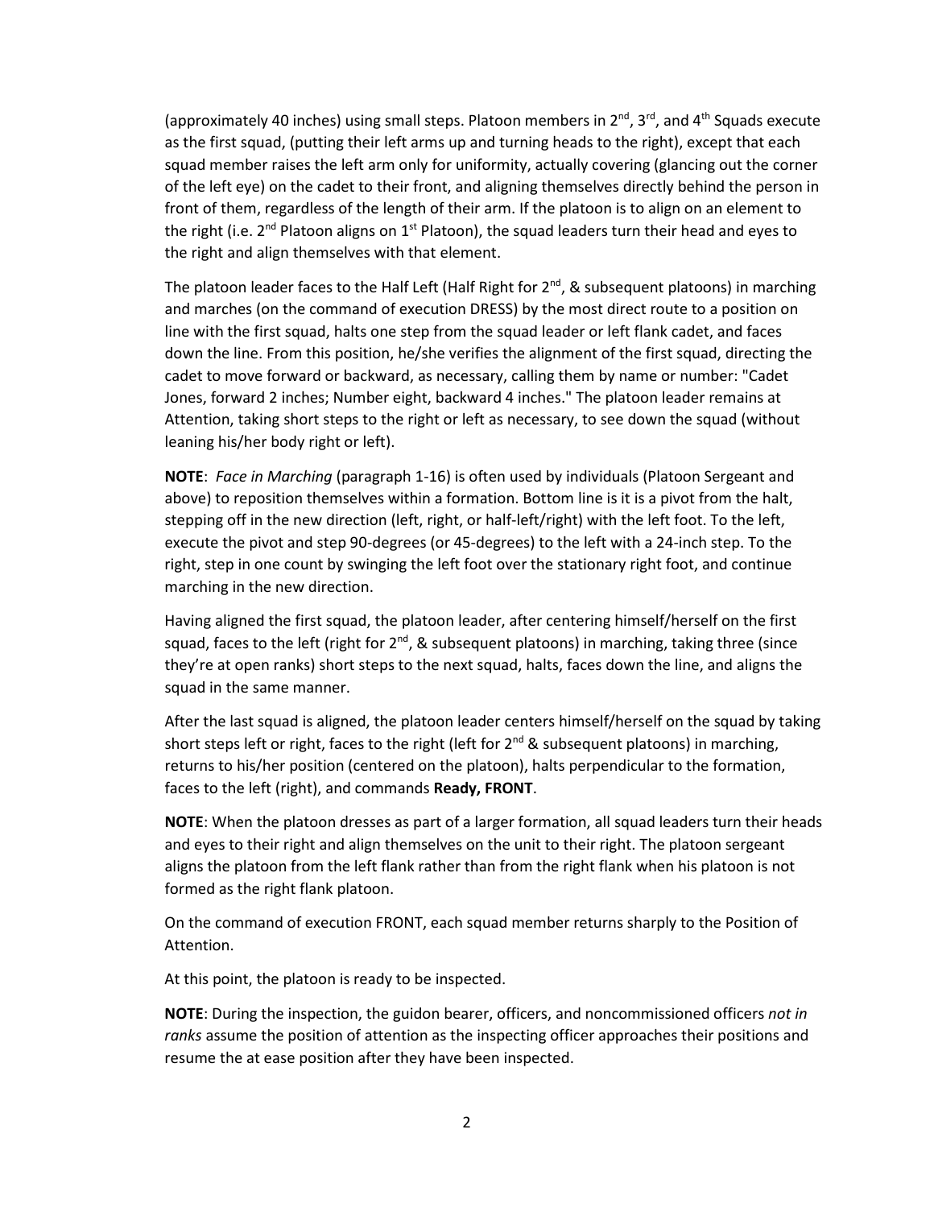(approximately 40 inches) using small steps. Platoon members in 2nd, 3rd, and 4th Squads execute as the first squad, (putting their left arms up and turning heads to the right), except that each squad member raises the left arm only for uniformity, actually covering (glancing out the corner of the left eye) on the cadet to their front, and aligning themselves directly behind the person in front of them, regardless of the length of their arm. If the platoon is to align on an element to the right (i.e. 2nd Platoon aligns on 1st Platoon), the squad leaders turn their head and eyes to the right and align themselves with that element.

The platoon leader faces to the Half Left (Half Right for 2nd, & subsequent platoons) in marching and marches (on the command of execution DRESS) by the most direct route to a position on line with the first squad, halts one step from the squad leader or left flank cadet, and faces down the line. From this position, he/she verifies the alignment of the first squad, directing the cadet to move forward or backward, as necessary, calling them by name or number: "Cadet Jones, forward 2 inches; Number eight, backward 4 inches." The platoon leader remains at Attention, taking short steps to the right or left as necessary, to see down the squad (without leaning his/her body right or left).

**NOTE**: *Face in Marching* (paragraph 1-16) is often used by individuals (Platoon Sergeant and above) to reposition themselves within a formation. Bottom line is it is a pivot from the halt, stepping off in the new direction (left, right, or half-left/right) with the left foot. To the left, execute the pivot and step 90-degrees (or 45-degrees) to the left with a 24-inch step. To the right, step in one count by swinging the left foot over the stationary right foot, and continue marching in the new direction.

Having aligned the first squad, the platoon leader, after centering himself/herself on the first squad, faces to the left (right for 2nd, & subsequent platoons) in marching, taking three (since they're at open ranks) short steps to the next squad, halts, faces down the line, and aligns the squad in the same manner.

After the last squad is aligned, the platoon leader centers himself/herself on the squad by taking short steps left or right, faces to the right (left for 2nd & subsequent platoons) in marching, returns to his/her position (centered on the platoon), halts perpendicular to the formation, faces to the left (right), and commands **Ready, FRONT**.

**NOTE**: When the platoon dresses as part of a larger formation, all squad leaders turn their heads and eyes to their right and align themselves on the unit to their right. The platoon sergeant aligns the platoon from the left flank rather than from the right flank when his platoon is not formed as the right flank platoon.

On the command of execution FRONT, each squad member returns sharply to the Position of Attention.

At this point, the platoon is ready to be inspected.

**NOTE**: During the inspection, the guidon bearer, officers, and noncommissioned officers *not in ranks* assume the position of attention as the inspecting officer approaches their positions and resume the at ease position after they have been inspected.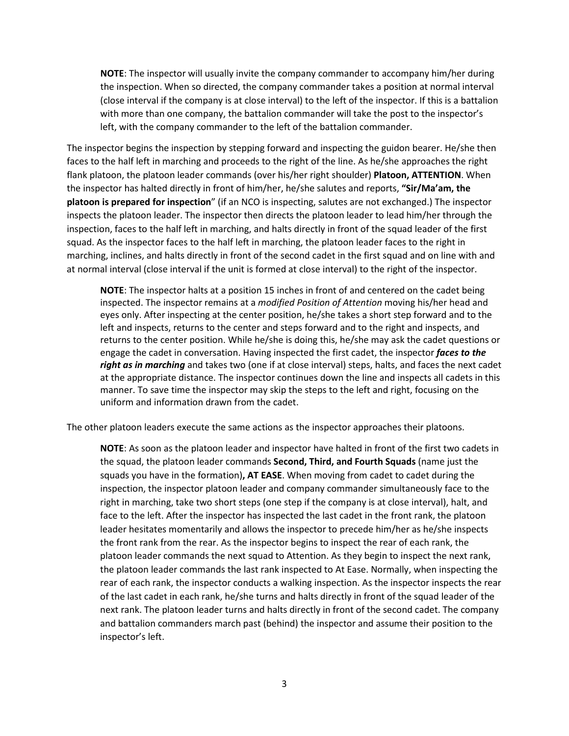**NOTE**: The inspector will usually invite the company commander to accompany him/her during the inspection. When so directed, the company commander takes a position at normal interval (close interval if the company is at close interval) to the left of the inspector. If this is a battalion with more than one company, the battalion commander will take the post to the inspector's left, with the company commander to the left of the battalion commander.

The inspector begins the inspection by stepping forward and inspecting the guidon bearer. He/she then faces to the half left in marching and proceeds to the right of the line. As he/she approaches the right flank platoon, the platoon leader commands (over his/her right shoulder) **Platoon, ATTENTION**. When the inspector has halted directly in front of him/her, he/she salutes and reports, **"Sir/Ma'am, the platoon is prepared for inspection**" (if an NCO is inspecting, salutes are not exchanged.) The inspector inspects the platoon leader. The inspector then directs the platoon leader to lead him/her through the inspection, faces to the half left in marching, and halts directly in front of the squad leader of the first squad. As the inspector faces to the half left in marching, the platoon leader faces to the right in marching, inclines, and halts directly in front of the second cadet in the first squad and on line with and at normal interval (close interval if the unit is formed at close interval) to the right of the inspector.

**NOTE**: The inspector halts at a position 15 inches in front of and centered on the cadet being inspected. The inspector remains at a *modified Position of Attention* moving his/her head and eyes only. After inspecting at the center position, he/she takes a short step forward and to the left and inspects, returns to the center and steps forward and to the right and inspects, and returns to the center position. While he/she is doing this, he/she may ask the cadet questions or engage the cadet in conversation. Having inspected the first cadet, the inspector ***faces to the right as in marching*** and takes two (one if at close interval) steps, halts, and faces the next cadet at the appropriate distance. The inspector continues down the line and inspects all cadets in this manner. To save time the inspector may skip the steps to the left and right, focusing on the uniform and information drawn from the cadet.

The other platoon leaders execute the same actions as the inspector approaches their platoons.

**NOTE**: As soon as the platoon leader and inspector have halted in front of the first two cadets in the squad, the platoon leader commands **Second, Third, and Fourth Squads** (name just the squads you have in the formation)**, AT EASE**. When moving from cadet to cadet during the inspection, the inspector platoon leader and company commander simultaneously face to the right in marching, take two short steps (one step if the company is at close interval), halt, and face to the left. After the inspector has inspected the last cadet in the front rank, the platoon leader hesitates momentarily and allows the inspector to precede him/her as he/she inspects the front rank from the rear. As the inspector begins to inspect the rear of each rank, the platoon leader commands the next squad to Attention. As they begin to inspect the next rank, the platoon leader commands the last rank inspected to At Ease. Normally, when inspecting the rear of each rank, the inspector conducts a walking inspection. As the inspector inspects the rear of the last cadet in each rank, he/she turns and halts directly in front of the squad leader of the next rank. The platoon leader turns and halts directly in front of the second cadet. The company and battalion commanders march past (behind) the inspector and assume their position to the inspector's left.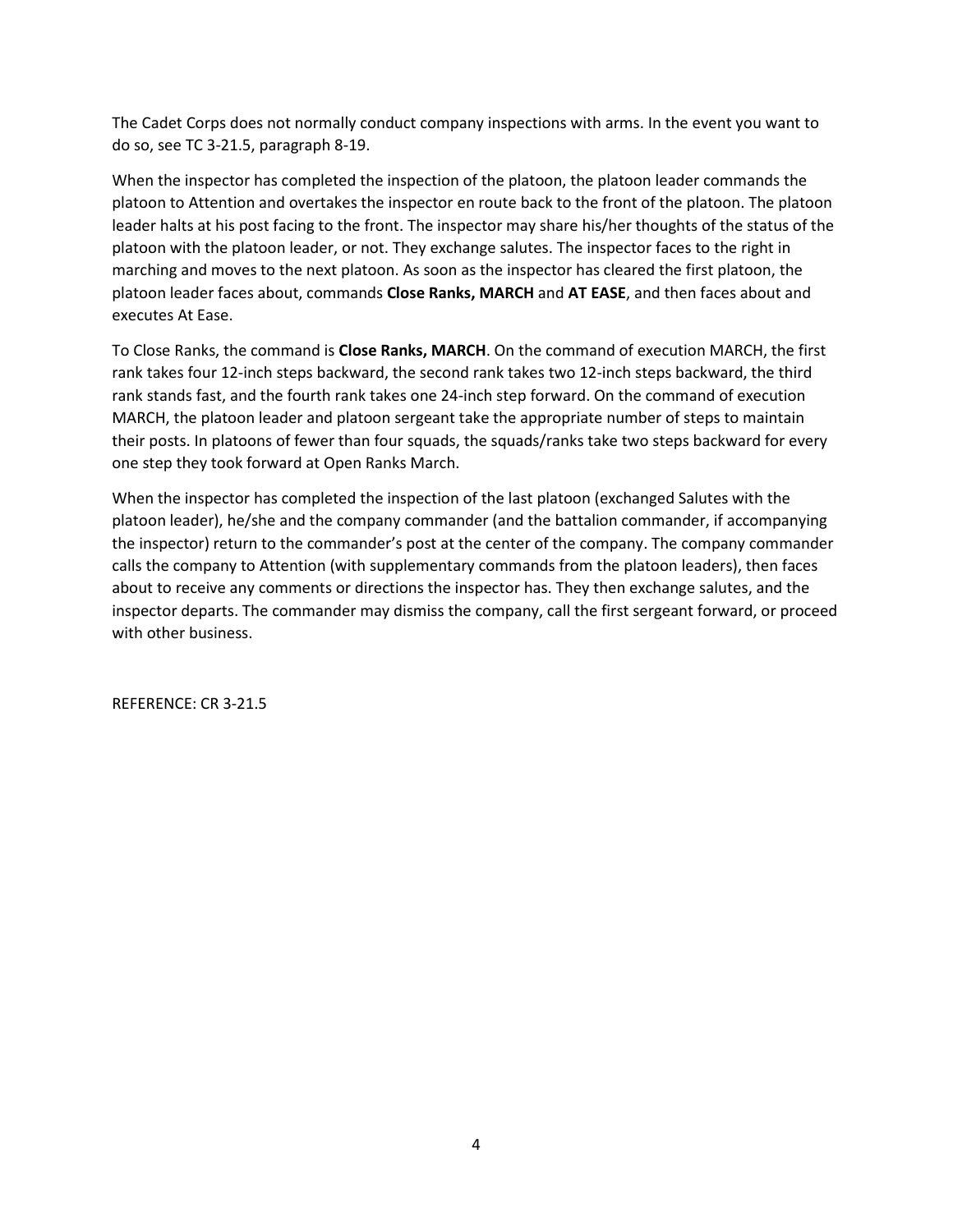The Cadet Corps does not normally conduct company inspections with arms. In the event you want to do so, see TC 3-21.5, paragraph 8-19.

When the inspector has completed the inspection of the platoon, the platoon leader commands the platoon to Attention and overtakes the inspector en route back to the front of the platoon. The platoon leader halts at his post facing to the front. The inspector may share his/her thoughts of the status of the platoon with the platoon leader, or not. They exchange salutes. The inspector faces to the right in marching and moves to the next platoon. As soon as the inspector has cleared the first platoon, the platoon leader faces about, commands **Close Ranks, MARCH** and **AT EASE**, and then faces about and executes At Ease.

To Close Ranks, the command is **Close Ranks, MARCH**. On the command of execution MARCH, the first rank takes four 12-inch steps backward, the second rank takes two 12-inch steps backward, the third rank stands fast, and the fourth rank takes one 24-inch step forward. On the command of execution MARCH, the platoon leader and platoon sergeant take the appropriate number of steps to maintain their posts. In platoons of fewer than four squads, the squads/ranks take two steps backward for every one step they took forward at Open Ranks March.

When the inspector has completed the inspection of the last platoon (exchanged Salutes with the platoon leader), he/she and the company commander (and the battalion commander, if accompanying the inspector) return to the commander's post at the center of the company. The company commander calls the company to Attention (with supplementary commands from the platoon leaders), then faces about to receive any comments or directions the inspector has. They then exchange salutes, and the inspector departs. The commander may dismiss the company, call the first sergeant forward, or proceed with other business.

REFERENCE: CR 3-21.5